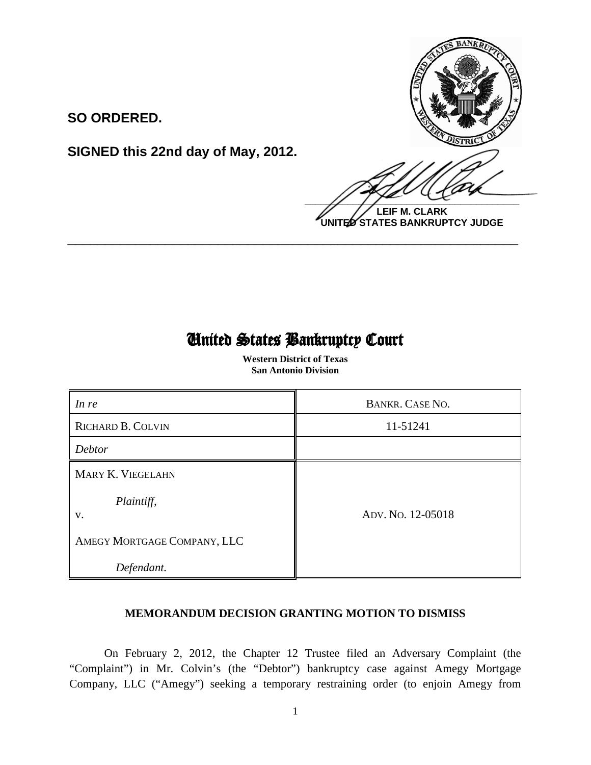**SO ORDERED.**

**SIGNED this 22nd day of May, 2012.**

**LEIF M. CLARK**
**UNITED STATES BANKRUPTCY JUDGE**

---

# United States Bankruptcy Court

**Western District of Texas**
**San Antonio Division**

| *In re* | BANKR. CASE NO. |
|---|---|
| RICHARD B. COLVIN | 11-51241 |
| *Debtor* | |
| MARY K. VIEGELAHN<br><br>*Plaintiff,*<br>v.<br><br>AMEGY MORTGAGE COMPANY, LLC<br><br>*Defendant.* | ADV. NO. 12-05018 |

## MEMORANDUM DECISION GRANTING MOTION TO DISMISS

On February 2, 2012, the Chapter 12 Trustee filed an Adversary Complaint (the "Complaint") in Mr. Colvin's (the "Debtor") bankruptcy case against Amegy Mortgage Company, LLC ("Amegy") seeking a temporary restraining order (to enjoin Amegy from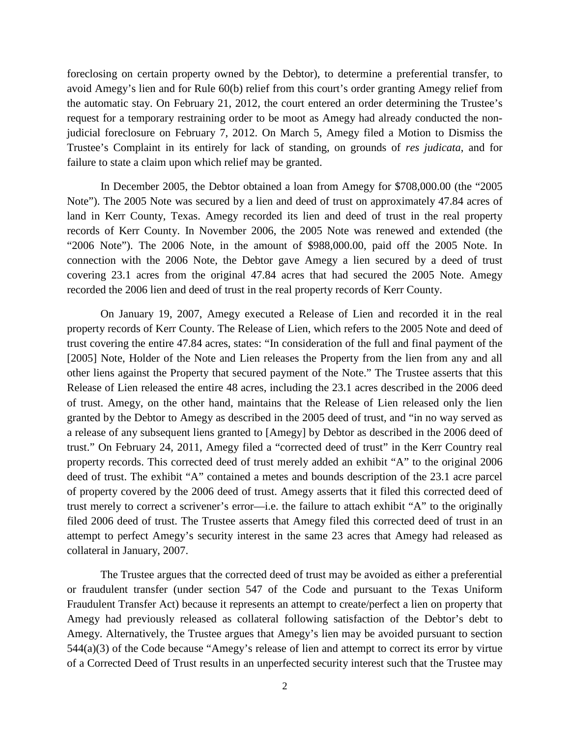foreclosing on certain property owned by the Debtor), to determine a preferential transfer, to avoid Amegy's lien and for Rule 60(b) relief from this court's order granting Amegy relief from the automatic stay. On February 21, 2012, the court entered an order determining the Trustee's request for a temporary restraining order to be moot as Amegy had already conducted the non-judicial foreclosure on February 7, 2012. On March 5, Amegy filed a Motion to Dismiss the Trustee's Complaint in its entirely for lack of standing, on grounds of *res judicata*, and for failure to state a claim upon which relief may be granted.

In December 2005, the Debtor obtained a loan from Amegy for $708,000.00 (the "2005 Note"). The 2005 Note was secured by a lien and deed of trust on approximately 47.84 acres of land in Kerr County, Texas. Amegy recorded its lien and deed of trust in the real property records of Kerr County. In November 2006, the 2005 Note was renewed and extended (the "2006 Note"). The 2006 Note, in the amount of $988,000.00, paid off the 2005 Note. In connection with the 2006 Note, the Debtor gave Amegy a lien secured by a deed of trust covering 23.1 acres from the original 47.84 acres that had secured the 2005 Note. Amegy recorded the 2006 lien and deed of trust in the real property records of Kerr County.

On January 19, 2007, Amegy executed a Release of Lien and recorded it in the real property records of Kerr County. The Release of Lien, which refers to the 2005 Note and deed of trust covering the entire 47.84 acres, states: "In consideration of the full and final payment of the [2005] Note, Holder of the Note and Lien releases the Property from the lien from any and all other liens against the Property that secured payment of the Note." The Trustee asserts that this Release of Lien released the entire 48 acres, including the 23.1 acres described in the 2006 deed of trust. Amegy, on the other hand, maintains that the Release of Lien released only the lien granted by the Debtor to Amegy as described in the 2005 deed of trust, and "in no way served as a release of any subsequent liens granted to [Amegy] by Debtor as described in the 2006 deed of trust." On February 24, 2011, Amegy filed a "corrected deed of trust" in the Kerr Country real property records. This corrected deed of trust merely added an exhibit "A" to the original 2006 deed of trust. The exhibit "A" contained a metes and bounds description of the 23.1 acre parcel of property covered by the 2006 deed of trust. Amegy asserts that it filed this corrected deed of trust merely to correct a scrivener's error—i.e. the failure to attach exhibit "A" to the originally filed 2006 deed of trust. The Trustee asserts that Amegy filed this corrected deed of trust in an attempt to perfect Amegy's security interest in the same 23 acres that Amegy had released as collateral in January, 2007.

The Trustee argues that the corrected deed of trust may be avoided as either a preferential or fraudulent transfer (under section 547 of the Code and pursuant to the Texas Uniform Fraudulent Transfer Act) because it represents an attempt to create/perfect a lien on property that Amegy had previously released as collateral following satisfaction of the Debtor's debt to Amegy. Alternatively, the Trustee argues that Amegy's lien may be avoided pursuant to section 544(a)(3) of the Code because "Amegy's release of lien and attempt to correct its error by virtue of a Corrected Deed of Trust results in an unperfected security interest such that the Trustee may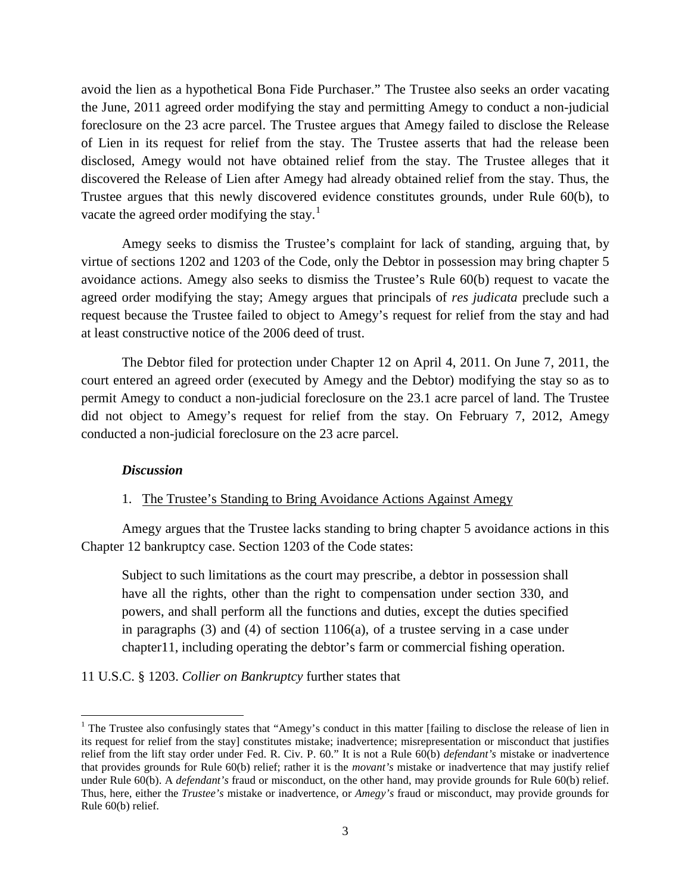avoid the lien as a hypothetical Bona Fide Purchaser." The Trustee also seeks an order vacating the June, 2011 agreed order modifying the stay and permitting Amegy to conduct a non-judicial foreclosure on the 23 acre parcel. The Trustee argues that Amegy failed to disclose the Release of Lien in its request for relief from the stay. The Trustee asserts that had the release been disclosed, Amegy would not have obtained relief from the stay. The Trustee alleges that it discovered the Release of Lien after Amegy had already obtained relief from the stay. Thus, the Trustee argues that this newly discovered evidence constitutes grounds, under Rule 60(b), to vacate the agreed order modifying the stay.[1]

Amegy seeks to dismiss the Trustee's complaint for lack of standing, arguing that, by virtue of sections 1202 and 1203 of the Code, only the Debtor in possession may bring chapter 5 avoidance actions. Amegy also seeks to dismiss the Trustee's Rule 60(b) request to vacate the agreed order modifying the stay; Amegy argues that principals of *res judicata* preclude such a request because the Trustee failed to object to Amegy's request for relief from the stay and had at least constructive notice of the 2006 deed of trust.

The Debtor filed for protection under Chapter 12 on April 4, 2011. On June 7, 2011, the court entered an agreed order (executed by Amegy and the Debtor) modifying the stay so as to permit Amegy to conduct a non-judicial foreclosure on the 23.1 acre parcel of land. The Trustee did not object to Amegy's request for relief from the stay. On February 7, 2012, Amegy conducted a non-judicial foreclosure on the 23 acre parcel.

***Discussion***

1. <u>The Trustee's Standing to Bring Avoidance Actions Against Amegy</u>

Amegy argues that the Trustee lacks standing to bring chapter 5 avoidance actions in this Chapter 12 bankruptcy case. Section 1203 of the Code states:

> Subject to such limitations as the court may prescribe, a debtor in possession shall have all the rights, other than the right to compensation under section 330, and powers, and shall perform all the functions and duties, except the duties specified in paragraphs (3) and (4) of section 1106(a), of a trustee serving in a case under chapter11, including operating the debtor's farm or commercial fishing operation.

11 U.S.C. § 1203. *Collier on Bankruptcy* further states that

---

[1] The Trustee also confusingly states that "Amegy's conduct in this matter [failing to disclose the release of lien in its request for relief from the stay] constitutes mistake; inadvertence; misrepresentation or misconduct that justifies relief from the lift stay order under Fed. R. Civ. P. 60." It is not a Rule 60(b) *defendant's* mistake or inadvertence that provides grounds for Rule 60(b) relief; rather it is the *movant's* mistake or inadvertence that may justify relief under Rule 60(b). A *defendant's* fraud or misconduct, on the other hand, may provide grounds for Rule 60(b) relief. Thus, here, either the *Trustee's* mistake or inadvertence, or *Amegy's* fraud or misconduct, may provide grounds for Rule 60(b) relief.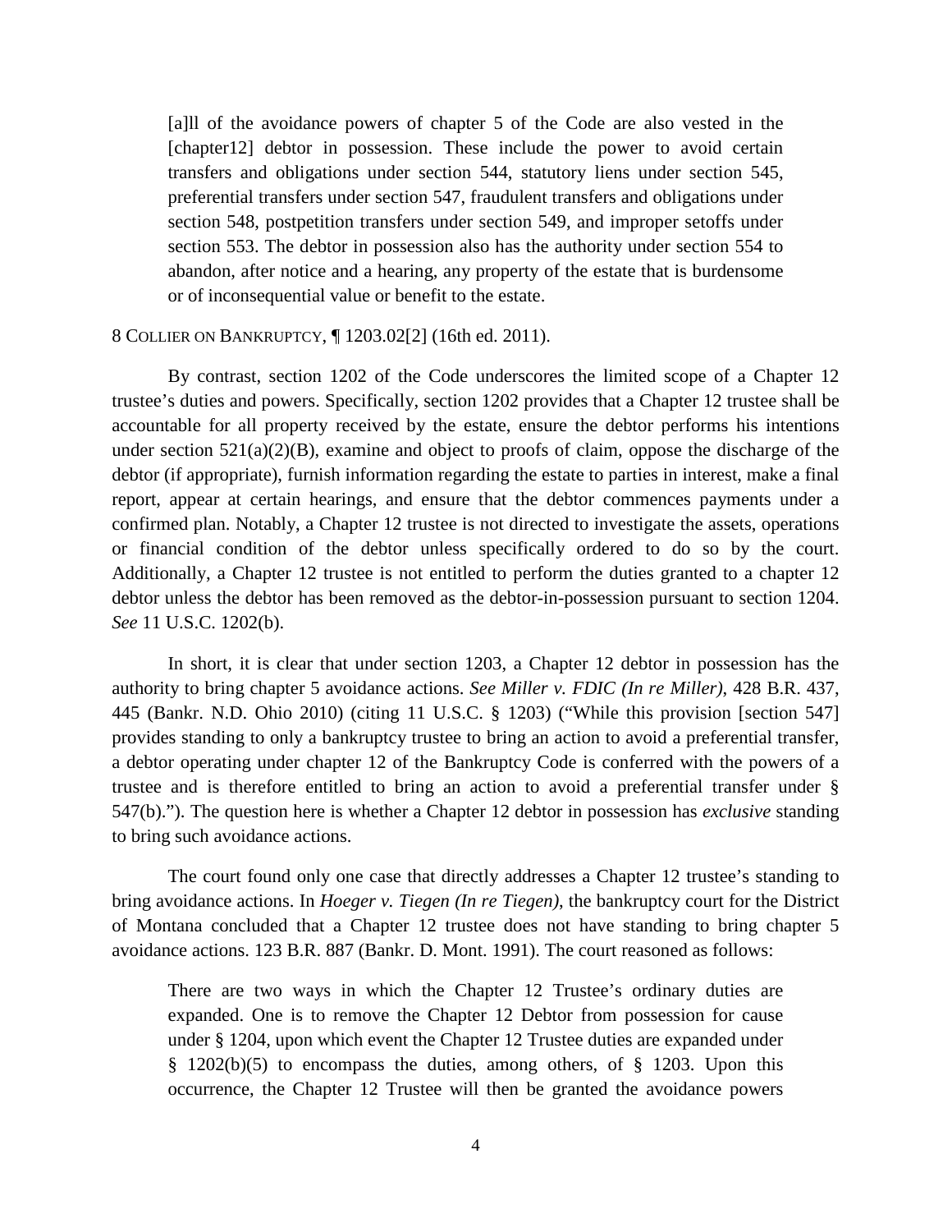> [a]ll of the avoidance powers of chapter 5 of the Code are also vested in the [chapter12] debtor in possession. These include the power to avoid certain transfers and obligations under section 544, statutory liens under section 545, preferential transfers under section 547, fraudulent transfers and obligations under section 548, postpetition transfers under section 549, and improper setoffs under section 553. The debtor in possession also has the authority under section 554 to abandon, after notice and a hearing, any property of the estate that is burdensome or of inconsequential value or benefit to the estate.

8 COLLIER ON BANKRUPTCY, ¶ 1203.02[2] (16th ed. 2011).

By contrast, section 1202 of the Code underscores the limited scope of a Chapter 12 trustee's duties and powers. Specifically, section 1202 provides that a Chapter 12 trustee shall be accountable for all property received by the estate, ensure the debtor performs his intentions under section 521(a)(2)(B), examine and object to proofs of claim, oppose the discharge of the debtor (if appropriate), furnish information regarding the estate to parties in interest, make a final report, appear at certain hearings, and ensure that the debtor commences payments under a confirmed plan. Notably, a Chapter 12 trustee is not directed to investigate the assets, operations or financial condition of the debtor unless specifically ordered to do so by the court. Additionally, a Chapter 12 trustee is not entitled to perform the duties granted to a chapter 12 debtor unless the debtor has been removed as the debtor-in-possession pursuant to section 1204. *See* 11 U.S.C. 1202(b).

In short, it is clear that under section 1203, a Chapter 12 debtor in possession has the authority to bring chapter 5 avoidance actions. *See Miller v. FDIC (In re Miller)*, 428 B.R. 437, 445 (Bankr. N.D. Ohio 2010) (citing 11 U.S.C. § 1203) ("While this provision [section 547] provides standing to only a bankruptcy trustee to bring an action to avoid a preferential transfer, a debtor operating under chapter 12 of the Bankruptcy Code is conferred with the powers of a trustee and is therefore entitled to bring an action to avoid a preferential transfer under § 547(b)."). The question here is whether a Chapter 12 debtor in possession has *exclusive* standing to bring such avoidance actions.

The court found only one case that directly addresses a Chapter 12 trustee's standing to bring avoidance actions. In *Hoeger v. Tiegen (In re Tiegen)*, the bankruptcy court for the District of Montana concluded that a Chapter 12 trustee does not have standing to bring chapter 5 avoidance actions. 123 B.R. 887 (Bankr. D. Mont. 1991). The court reasoned as follows:

> There are two ways in which the Chapter 12 Trustee's ordinary duties are expanded. One is to remove the Chapter 12 Debtor from possession for cause under § 1204, upon which event the Chapter 12 Trustee duties are expanded under § 1202(b)(5) to encompass the duties, among others, of § 1203. Upon this occurrence, the Chapter 12 Trustee will then be granted the avoidance powers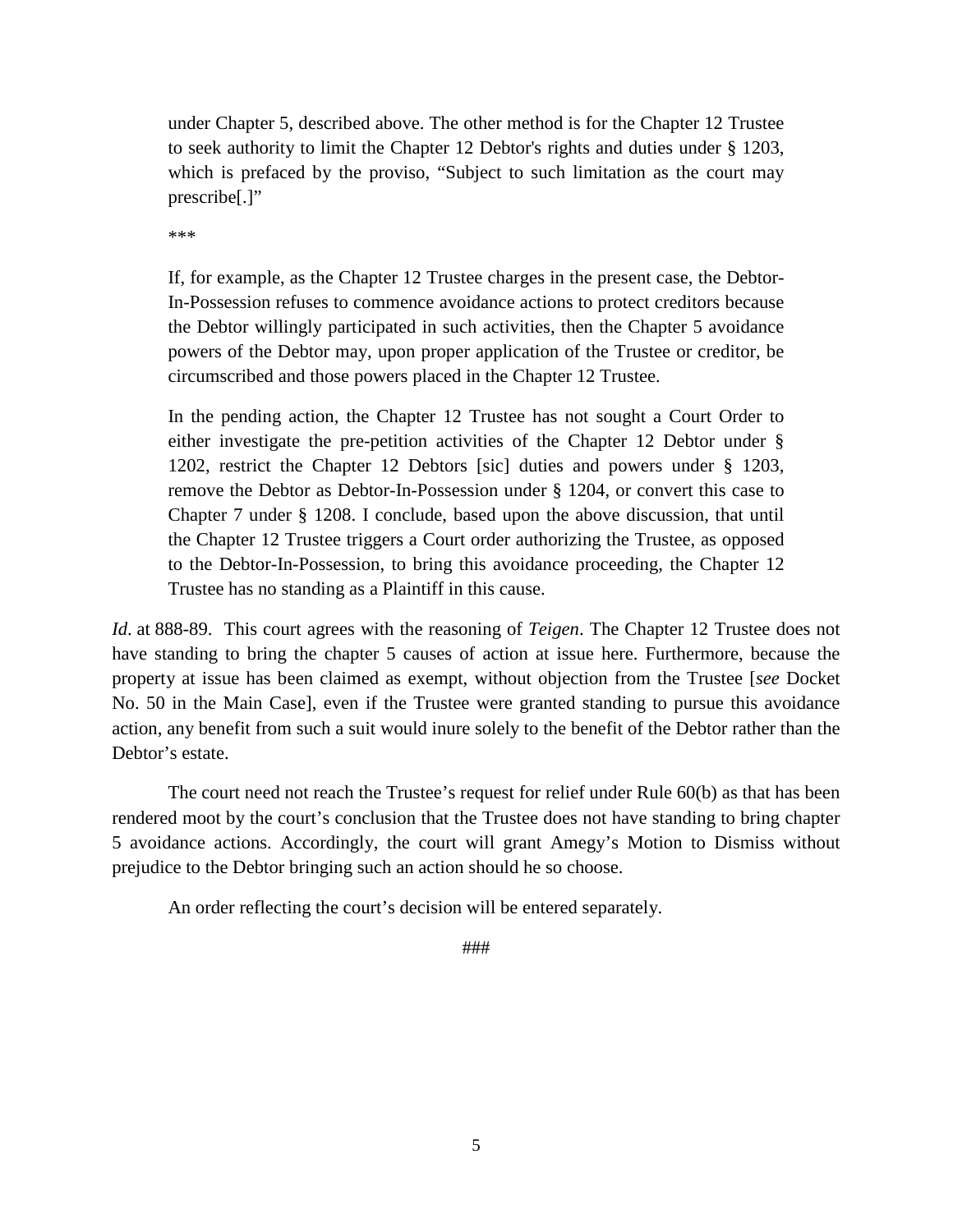> under Chapter 5, described above. The other method is for the Chapter 12 Trustee to seek authority to limit the Chapter 12 Debtor's rights and duties under § 1203, which is prefaced by the proviso, "Subject to such limitation as the court may prescribe[.]"
>
> ***
>
> If, for example, as the Chapter 12 Trustee charges in the present case, the Debtor-In-Possession refuses to commence avoidance actions to protect creditors because the Debtor willingly participated in such activities, then the Chapter 5 avoidance powers of the Debtor may, upon proper application of the Trustee or creditor, be circumscribed and those powers placed in the Chapter 12 Trustee.
>
> In the pending action, the Chapter 12 Trustee has not sought a Court Order to either investigate the pre-petition activities of the Chapter 12 Debtor under § 1202, restrict the Chapter 12 Debtors [sic] duties and powers under § 1203, remove the Debtor as Debtor-In-Possession under § 1204, or convert this case to Chapter 7 under § 1208. I conclude, based upon the above discussion, that until the Chapter 12 Trustee triggers a Court order authorizing the Trustee, as opposed to the Debtor-In-Possession, to bring this avoidance proceeding, the Chapter 12 Trustee has no standing as a Plaintiff in this cause.

*Id*. at 888-89. This court agrees with the reasoning of *Teigen*. The Chapter 12 Trustee does not have standing to bring the chapter 5 causes of action at issue here. Furthermore, because the property at issue has been claimed as exempt, without objection from the Trustee [*see* Docket No. 50 in the Main Case], even if the Trustee were granted standing to pursue this avoidance action, any benefit from such a suit would inure solely to the benefit of the Debtor rather than the Debtor's estate.

The court need not reach the Trustee's request for relief under Rule 60(b) as that has been rendered moot by the court's conclusion that the Trustee does not have standing to bring chapter 5 avoidance actions. Accordingly, the court will grant Amegy's Motion to Dismiss without prejudice to the Debtor bringing such an action should he so choose.

An order reflecting the court's decision will be entered separately.

###